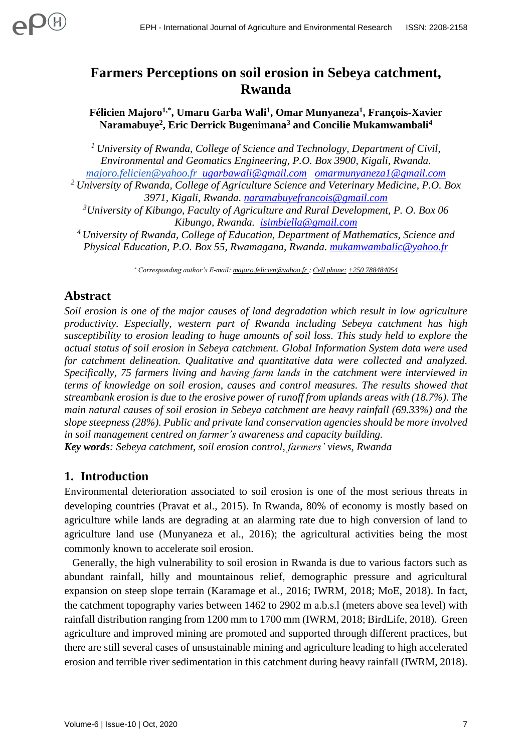# Farmers Perceptions on soil erosion in Sebeya catchment, Rwanda

**Félicien Majoro[1,*], Umaru Garba Wali[1], Omar Munyaneza[1], François-Xavier Naramabuye[2], Eric Derrick Bugenimana[3] and Concilie Mukamwambali[4]**

*[1] University of Rwanda, College of Science and Technology, Department of Civil, Environmental and Geomatics Engineering, P.O. Box 3900, Kigali, Rwanda.* majoro.felicien@yahoo.fr ugarbawali@gmail.com omarmunyaneza1@gmail.com

*[2] University of Rwanda, College of Agriculture Science and Veterinary Medicine, P.O. Box 3971, Kigali, Rwanda.* naramabuyefrancois@gmail.com

*[3] University of Kibungo, Faculty of Agriculture and Rural Development, P. O. Box 06 Kibungo, Rwanda.* isimbiella@gmail.com

*[4] University of Rwanda, College of Education, Department of Mathematics, Science and Physical Education, P.O. Box 55, Rwamagana, Rwanda.* mukamwambalic@yahoo.fr

*[*] Corresponding author's E-mail:* majoro.felicien@yahoo.fr ; Cell phone: +250 788484054

## Abstract

*Soil erosion is one of the major causes of land degradation which result in low agriculture productivity. Especially, western part of Rwanda including Sebeya catchment has high susceptibility to erosion leading to huge amounts of soil loss. This study held to explore the actual status of soil erosion in Sebeya catchment. Global Information System data were used for catchment delineation. Qualitative and quantitative data were collected and analyzed. Specifically, 75 farmers living and having farm lands in the catchment were interviewed in terms of knowledge on soil erosion, causes and control measures. The results showed that streambank erosion is due to the erosive power of runoff from uplands areas with (18.7%). The main natural causes of soil erosion in Sebeya catchment are heavy rainfall (69.33%) and the slope steepness (28%). Public and private land conservation agencies should be more involved in soil management centred on farmer's awareness and capacity building.*

***Key words**: Sebeya catchment, soil erosion control, farmers' views, Rwanda*

## 1. Introduction

Environmental deterioration associated to soil erosion is one of the most serious threats in developing countries (Pravat et al., 2015). In Rwanda, 80% of economy is mostly based on agriculture while lands are degrading at an alarming rate due to high conversion of land to agriculture land use (Munyaneza et al., 2016); the agricultural activities being the most commonly known to accelerate soil erosion.

Generally, the high vulnerability to soil erosion in Rwanda is due to various factors such as abundant rainfall, hilly and mountainous relief, demographic pressure and agricultural expansion on steep slope terrain (Karamage et al., 2016; IWRM, 2018; MoE, 2018). In fact, the catchment topography varies between 1462 to 2902 m a.b.s.l (meters above sea level) with rainfall distribution ranging from 1200 mm to 1700 mm (IWRM, 2018; BirdLife, 2018). Green agriculture and improved mining are promoted and supported through different practices, but there are still several cases of unsustainable mining and agriculture leading to high accelerated erosion and terrible river sedimentation in this catchment during heavy rainfall (IWRM, 2018).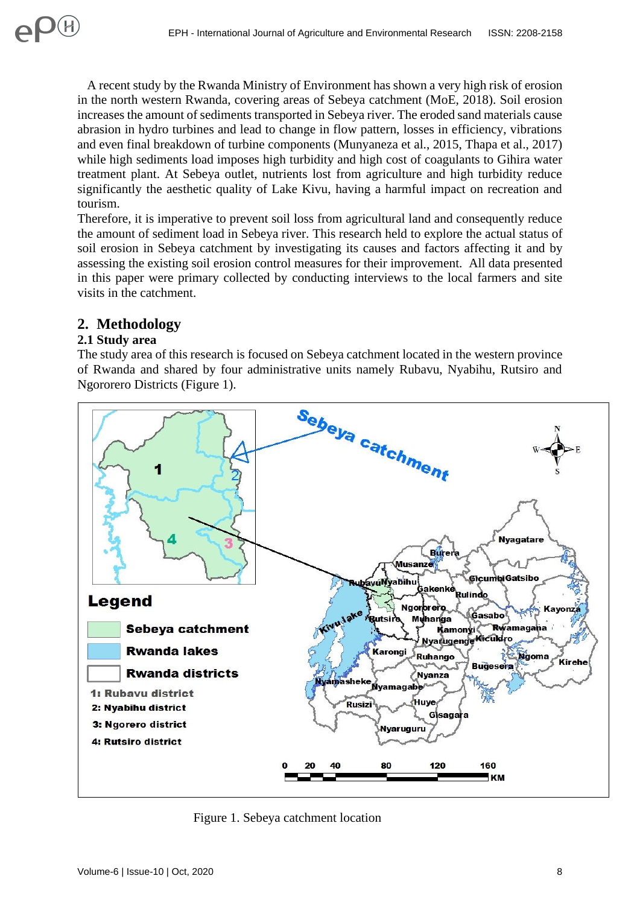A recent study by the Rwanda Ministry of Environment has shown a very high risk of erosion in the north western Rwanda, covering areas of Sebeya catchment (MoE, 2018). Soil erosion increases the amount of sediments transported in Sebeya river. The eroded sand materials cause abrasion in hydro turbines and lead to change in flow pattern, losses in efficiency, vibrations and even final breakdown of turbine components (Munyaneza et al., 2015, Thapa et al., 2017) while high sediments load imposes high turbidity and high cost of coagulants to Gihira water treatment plant. At Sebeya outlet, nutrients lost from agriculture and high turbidity reduce significantly the aesthetic quality of Lake Kivu, having a harmful impact on recreation and tourism.

Therefore, it is imperative to prevent soil loss from agricultural land and consequently reduce the amount of sediment load in Sebeya river. This research held to explore the actual status of soil erosion in Sebeya catchment by investigating its causes and factors affecting it and by assessing the existing soil erosion control measures for their improvement. All data presented in this paper were primary collected by conducting interviews to the local farmers and site visits in the catchment.

## 2. Methodology

### 2.1 Study area

The study area of this research is focused on Sebeya catchment located in the western province of Rwanda and shared by four administrative units namely Rubavu, Nyabihu, Rutsiro and Ngororero Districts (Figure 1).

Figure 1. Sebeya catchment location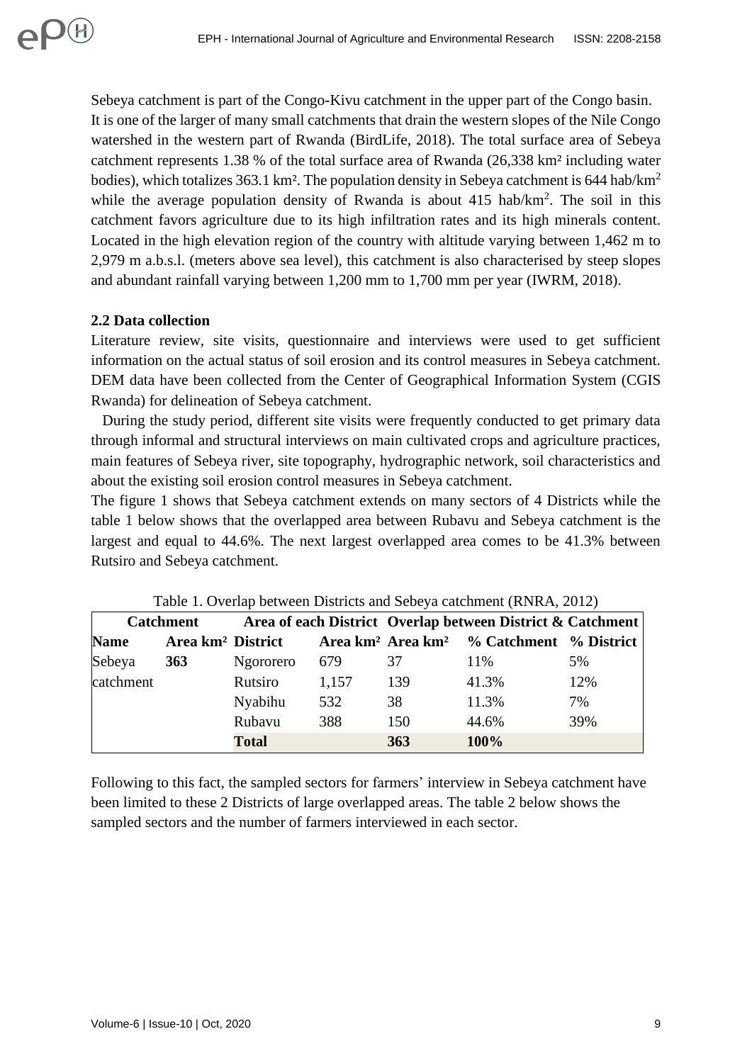Sebeya catchment is part of the Congo-Kivu catchment in the upper part of the Congo basin. It is one of the larger of many small catchments that drain the western slopes of the Nile Congo watershed in the western part of Rwanda (BirdLife, 2018). The total surface area of Sebeya catchment represents 1.38 % of the total surface area of Rwanda (26,338 km² including water bodies), which totalizes 363.1 km². The population density in Sebeya catchment is 644 hab/km$^2$ while the average population density of Rwanda is about 415 hab/km$^2$. The soil in this catchment favors agriculture due to its high infiltration rates and its high minerals content. Located in the high elevation region of the country with altitude varying between 1,462 m to 2,979 m a.b.s.l. (meters above sea level), this catchment is also characterised by steep slopes and abundant rainfall varying between 1,200 mm to 1,700 mm per year (IWRM, 2018).

**2.2 Data collection**

Literature review, site visits, questionnaire and interviews were used to get sufficient information on the actual status of soil erosion and its control measures in Sebeya catchment. DEM data have been collected from the Center of Geographical Information System (CGIS Rwanda) for delineation of Sebeya catchment.

During the study period, different site visits were frequently conducted to get primary data through informal and structural interviews on main cultivated crops and agriculture practices, main features of Sebeya river, site topography, hydrographic network, soil characteristics and about the existing soil erosion control measures in Sebeya catchment.

The figure 1 shows that Sebeya catchment extends on many sectors of 4 Districts while the table 1 below shows that the overlapped area between Rubavu and Sebeya catchment is the largest and equal to 44.6%. The next largest overlapped area comes to be 41.3% between Rutsiro and Sebeya catchment.

Table 1. Overlap between Districts and Sebeya catchment (RNRA, 2012)

| Catchment | | Area of each District | | Overlap between District & Catchment | | |
|---|---|---|---|---|---|---|
| **Name** | **Area km²** | **District** | **Area km²** | **Area km²** | **% Catchment** | **% District** |
| Sebeya catchment | **363** | Ngororero | 679 | 37 | 11% | 5% |
| | | Rutsiro | 1,157 | 139 | 41.3% | 12% |
| | | Nyabihu | 532 | 38 | 11.3% | 7% |
| | | Rubavu | 388 | 150 | 44.6% | 39% |
| | | **Total** | | **363** | **100%** | |

Following to this fact, the sampled sectors for farmers' interview in Sebeya catchment have been limited to these 2 Districts of large overlapped areas. The table 2 below shows the sampled sectors and the number of farmers interviewed in each sector.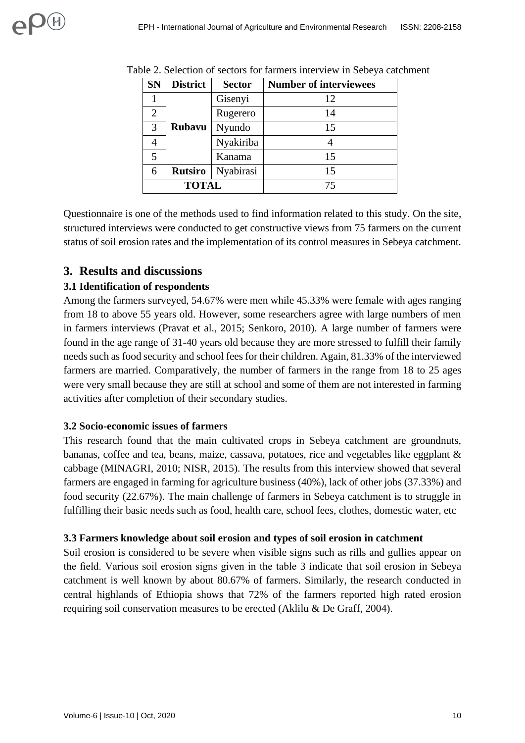Table 2. Selection of sectors for farmers interview in Sebeya catchment

| SN | District | Sector | Number of interviewees |
|---|---|---|---|
| 1 | **Rubavu** | Gisenyi | 12 |
| 2 | | Rugerero | 14 |
| 3 | | Nyundo | 15 |
| 4 | | Nyakiriba | 4 |
| 5 | | Kanama | 15 |
| 6 | **Rutsiro** | Nyabirasi | 15 |
| **TOTAL** | | | 75 |

Questionnaire is one of the methods used to find information related to this study. On the site, structured interviews were conducted to get constructive views from 75 farmers on the current status of soil erosion rates and the implementation of its control measures in Sebeya catchment.

## 3. Results and discussions

### 3.1 Identification of respondents

Among the farmers surveyed, 54.67% were men while 45.33% were female with ages ranging from 18 to above 55 years old. However, some researchers agree with large numbers of men in farmers interviews (Pravat et al., 2015; Senkoro, 2010). A large number of farmers were found in the age range of 31-40 years old because they are more stressed to fulfill their family needs such as food security and school fees for their children. Again, 81.33% of the interviewed farmers are married. Comparatively, the number of farmers in the range from 18 to 25 ages were very small because they are still at school and some of them are not interested in farming activities after completion of their secondary studies.

### 3.2 Socio-economic issues of farmers

This research found that the main cultivated crops in Sebeya catchment are groundnuts, bananas, coffee and tea, beans, maize, cassava, potatoes, rice and vegetables like eggplant & cabbage (MINAGRI, 2010; NISR, 2015). The results from this interview showed that several farmers are engaged in farming for agriculture business (40%), lack of other jobs (37.33%) and food security (22.67%). The main challenge of farmers in Sebeya catchment is to struggle in fulfilling their basic needs such as food, health care, school fees, clothes, domestic water, etc

### 3.3 Farmers knowledge about soil erosion and types of soil erosion in catchment

Soil erosion is considered to be severe when visible signs such as rills and gullies appear on the field. Various soil erosion signs given in the table 3 indicate that soil erosion in Sebeya catchment is well known by about 80.67% of farmers. Similarly, the research conducted in central highlands of Ethiopia shows that 72% of the farmers reported high rated erosion requiring soil conservation measures to be erected (Aklilu & De Graff, 2004).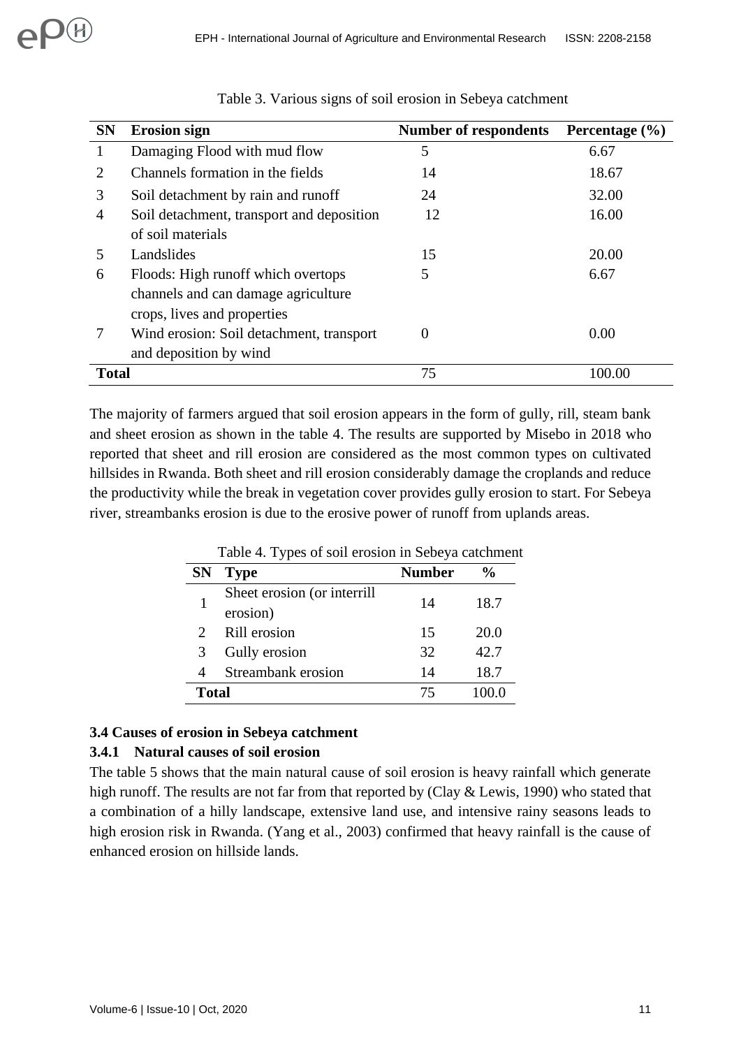Table 3. Various signs of soil erosion in Sebeya catchment

| SN | Erosion sign | Number of respondents | Percentage (%) |
|---|---|---|---|
| 1 | Damaging Flood with mud flow | 5 | 6.67 |
| 2 | Channels formation in the fields | 14 | 18.67 |
| 3 | Soil detachment by rain and runoff | 24 | 32.00 |
| 4 | Soil detachment, transport and deposition of soil materials | 12 | 16.00 |
| 5 | Landslides | 15 | 20.00 |
| 6 | Floods: High runoff which overtops channels and can damage agriculture crops, lives and properties | 5 | 6.67 |
| 7 | Wind erosion: Soil detachment, transport and deposition by wind | 0 | 0.00 |
| **Total** | | 75 | 100.00 |

The majority of farmers argued that soil erosion appears in the form of gully, rill, steam bank and sheet erosion as shown in the table 4. The results are supported by Misebo in 2018 who reported that sheet and rill erosion are considered as the most common types on cultivated hillsides in Rwanda. Both sheet and rill erosion considerably damage the croplands and reduce the productivity while the break in vegetation cover provides gully erosion to start. For Sebeya river, streambanks erosion is due to the erosive power of runoff from uplands areas.

Table 4. Types of soil erosion in Sebeya catchment

| SN | Type | Number | % |
|---|---|---|---|
| 1 | Sheet erosion (or interrill erosion) | 14 | 18.7 |
| 2 | Rill erosion | 15 | 20.0 |
| 3 | Gully erosion | 32 | 42.7 |
| 4 | Streambank erosion | 14 | 18.7 |
| **Total** | | 75 | 100.0 |

### 3.4 Causes of erosion in Sebeya catchment

#### 3.4.1 Natural causes of soil erosion

The table 5 shows that the main natural cause of soil erosion is heavy rainfall which generate high runoff. The results are not far from that reported by (Clay & Lewis, 1990) who stated that a combination of a hilly landscape, extensive land use, and intensive rainy seasons leads to high erosion risk in Rwanda. (Yang et al., 2003) confirmed that heavy rainfall is the cause of enhanced erosion on hillside lands.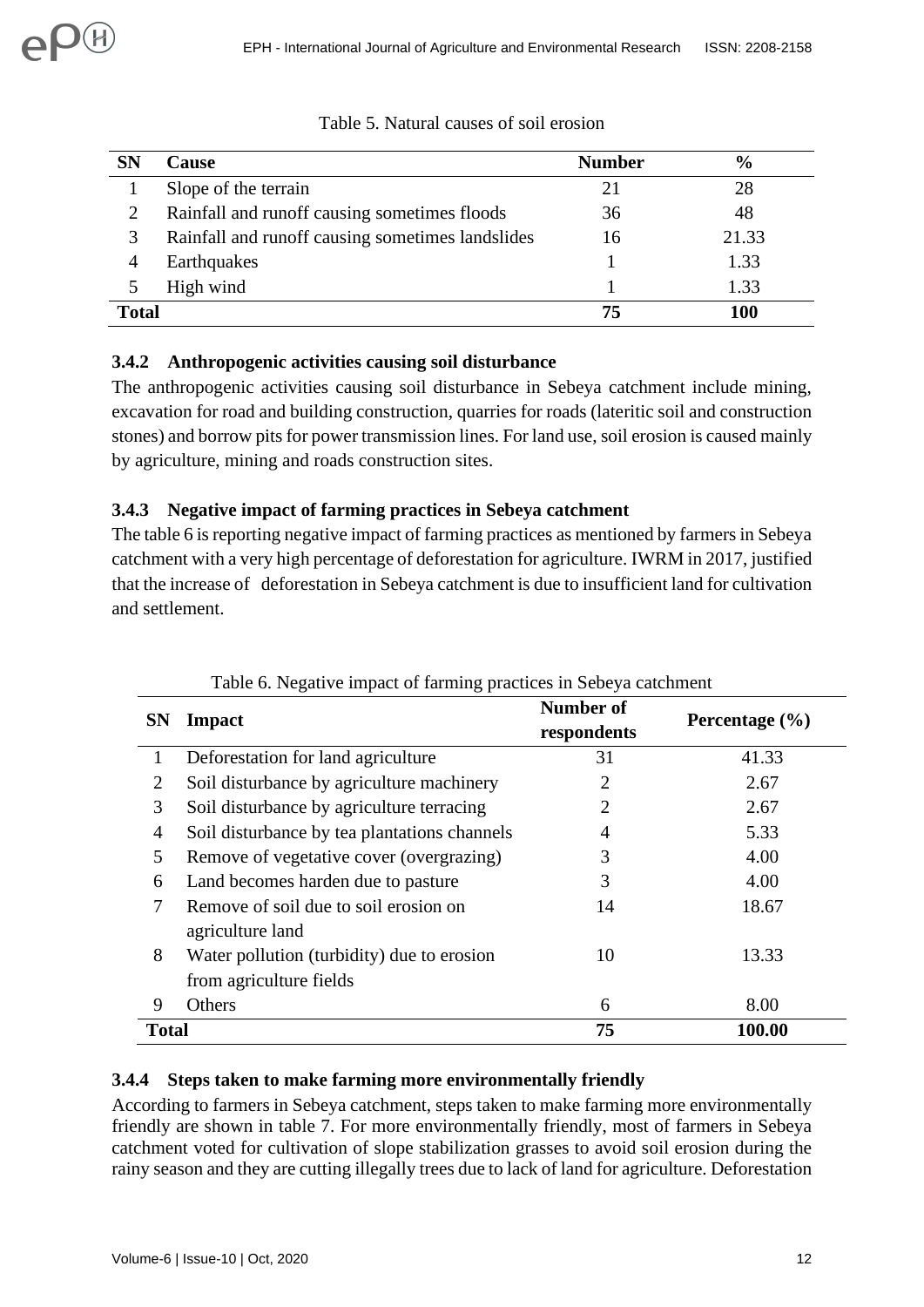Table 5. Natural causes of soil erosion

| SN | Cause | Number | % |
|---|---|---|---|
| 1 | Slope of the terrain | 21 | 28 |
| 2 | Rainfall and runoff causing sometimes floods | 36 | 48 |
| 3 | Rainfall and runoff causing sometimes landslides | 16 | 21.33 |
| 4 | Earthquakes | 1 | 1.33 |
| 5 | High wind | 1 | 1.33 |
| **Total** | | **75** | **100** |

### 3.4.2 Anthropogenic activities causing soil disturbance

The anthropogenic activities causing soil disturbance in Sebeya catchment include mining, excavation for road and building construction, quarries for roads (lateritic soil and construction stones) and borrow pits for power transmission lines. For land use, soil erosion is caused mainly by agriculture, mining and roads construction sites.

### 3.4.3 Negative impact of farming practices in Sebeya catchment

The table 6 is reporting negative impact of farming practices as mentioned by farmers in Sebeya catchment with a very high percentage of deforestation for agriculture. IWRM in 2017, justified that the increase of deforestation in Sebeya catchment is due to insufficient land for cultivation and settlement.

Table 6. Negative impact of farming practices in Sebeya catchment

| SN | Impact | Number of respondents | Percentage (%) |
|---|---|---|---|
| 1 | Deforestation for land agriculture | 31 | 41.33 |
| 2 | Soil disturbance by agriculture machinery | 2 | 2.67 |
| 3 | Soil disturbance by agriculture terracing | 2 | 2.67 |
| 4 | Soil disturbance by tea plantations channels | 4 | 5.33 |
| 5 | Remove of vegetative cover (overgrazing) | 3 | 4.00 |
| 6 | Land becomes harden due to pasture | 3 | 4.00 |
| 7 | Remove of soil due to soil erosion on agriculture land | 14 | 18.67 |
| 8 | Water pollution (turbidity) due to erosion from agriculture fields | 10 | 13.33 |
| 9 | Others | 6 | 8.00 |
| **Total** | | **75** | **100.00** |

### 3.4.4 Steps taken to make farming more environmentally friendly

According to farmers in Sebeya catchment, steps taken to make farming more environmentally friendly are shown in table 7. For more environmentally friendly, most of farmers in Sebeya catchment voted for cultivation of slope stabilization grasses to avoid soil erosion during the rainy season and they are cutting illegally trees due to lack of land for agriculture. Deforestation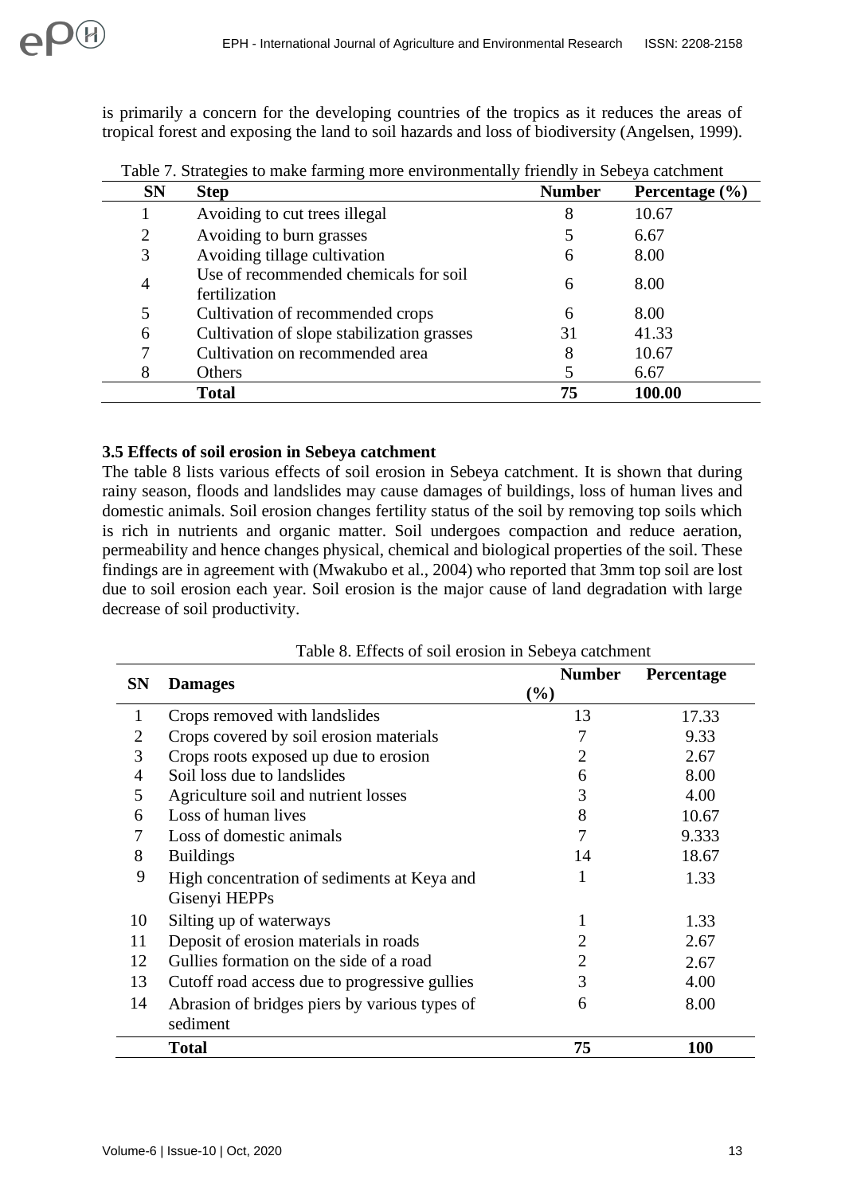is primarily a concern for the developing countries of the tropics as it reduces the areas of tropical forest and exposing the land to soil hazards and loss of biodiversity (Angelsen, 1999).

Table 7. Strategies to make farming more environmentally friendly in Sebeya catchment

| SN | Step | Number | Percentage (%) |
|---|---|---|---|
| 1 | Avoiding to cut trees illegal | 8 | 10.67 |
| 2 | Avoiding to burn grasses | 5 | 6.67 |
| 3 | Avoiding tillage cultivation | 6 | 8.00 |
| 4 | Use of recommended chemicals for soil fertilization | 6 | 8.00 |
| 5 | Cultivation of recommended crops | 6 | 8.00 |
| 6 | Cultivation of slope stabilization grasses | 31 | 41.33 |
| 7 | Cultivation on recommended area | 8 | 10.67 |
| 8 | Others | 5 | 6.67 |
| | **Total** | **75** | **100.00** |

### 3.5 Effects of soil erosion in Sebeya catchment

The table 8 lists various effects of soil erosion in Sebeya catchment. It is shown that during rainy season, floods and landslides may cause damages of buildings, loss of human lives and domestic animals. Soil erosion changes fertility status of the soil by removing top soils which is rich in nutrients and organic matter. Soil undergoes compaction and reduce aeration, permeability and hence changes physical, chemical and biological properties of the soil. These findings are in agreement with (Mwakubo et al., 2004) who reported that 3mm top soil are lost due to soil erosion each year. Soil erosion is the major cause of land degradation with large decrease of soil productivity.

Table 8. Effects of soil erosion in Sebeya catchment

| SN | Damages | Number (%) | Percentage |
|---|---|---|---|
| 1 | Crops removed with landslides | 13 | 17.33 |
| 2 | Crops covered by soil erosion materials | 7 | 9.33 |
| 3 | Crops roots exposed up due to erosion | 2 | 2.67 |
| 4 | Soil loss due to landslides | 6 | 8.00 |
| 5 | Agriculture soil and nutrient losses | 3 | 4.00 |
| 6 | Loss of human lives | 8 | 10.67 |
| 7 | Loss of domestic animals | 7 | 9.333 |
| 8 | Buildings | 14 | 18.67 |
| 9 | High concentration of sediments at Keya and Gisenyi HEPPs | 1 | 1.33 |
| 10 | Silting up of waterways | 1 | 1.33 |
| 11 | Deposit of erosion materials in roads | 2 | 2.67 |
| 12 | Gullies formation on the side of a road | 2 | 2.67 |
| 13 | Cutoff road access due to progressive gullies | 3 | 4.00 |
| 14 | Abrasion of bridges piers by various types of sediment | 6 | 8.00 |
| | **Total** | **75** | **100** |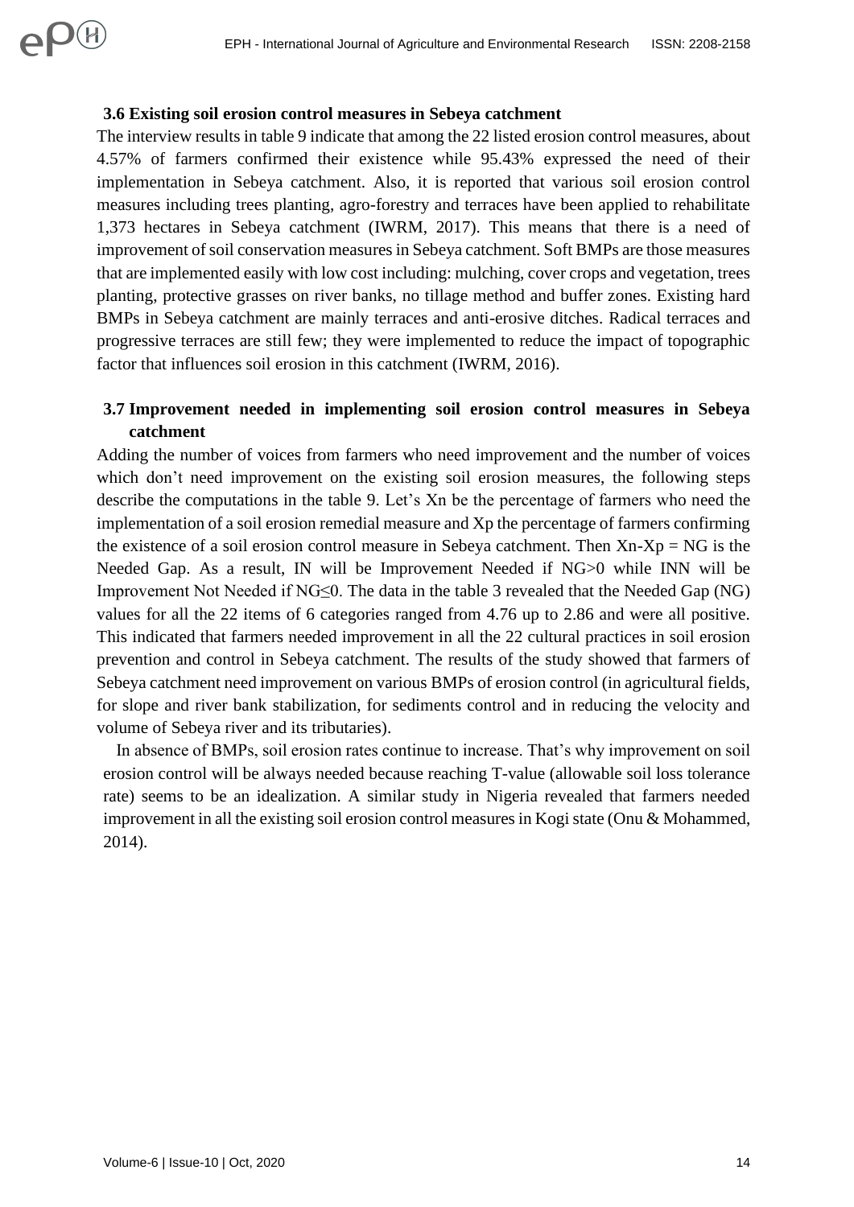### 3.6 Existing soil erosion control measures in Sebeya catchment

The interview results in table 9 indicate that among the 22 listed erosion control measures, about 4.57% of farmers confirmed their existence while 95.43% expressed the need of their implementation in Sebeya catchment. Also, it is reported that various soil erosion control measures including trees planting, agro-forestry and terraces have been applied to rehabilitate 1,373 hectares in Sebeya catchment (IWRM, 2017). This means that there is a need of improvement of soil conservation measures in Sebeya catchment. Soft BMPs are those measures that are implemented easily with low cost including: mulching, cover crops and vegetation, trees planting, protective grasses on river banks, no tillage method and buffer zones. Existing hard BMPs in Sebeya catchment are mainly terraces and anti-erosive ditches. Radical terraces and progressive terraces are still few; they were implemented to reduce the impact of topographic factor that influences soil erosion in this catchment (IWRM, 2016).

### 3.7 Improvement needed in implementing soil erosion control measures in Sebeya catchment

Adding the number of voices from farmers who need improvement and the number of voices which don't need improvement on the existing soil erosion measures, the following steps describe the computations in the table 9. Let's Xn be the percentage of farmers who need the implementation of a soil erosion remedial measure and Xp the percentage of farmers confirming the existence of a soil erosion control measure in Sebeya catchment. Then $Xn-Xp = NG$ is the Needed Gap. As a result, IN will be Improvement Needed if $NG>0$ while INN will be Improvement Not Needed if $NG\leq0$. The data in the table 3 revealed that the Needed Gap (NG) values for all the 22 items of 6 categories ranged from 4.76 up to 2.86 and were all positive. This indicated that farmers needed improvement in all the 22 cultural practices in soil erosion prevention and control in Sebeya catchment. The results of the study showed that farmers of Sebeya catchment need improvement on various BMPs of erosion control (in agricultural fields, for slope and river bank stabilization, for sediments control and in reducing the velocity and volume of Sebeya river and its tributaries).

In absence of BMPs, soil erosion rates continue to increase. That's why improvement on soil erosion control will be always needed because reaching T-value (allowable soil loss tolerance rate) seems to be an idealization. A similar study in Nigeria revealed that farmers needed improvement in all the existing soil erosion control measures in Kogi state (Onu & Mohammed, 2014).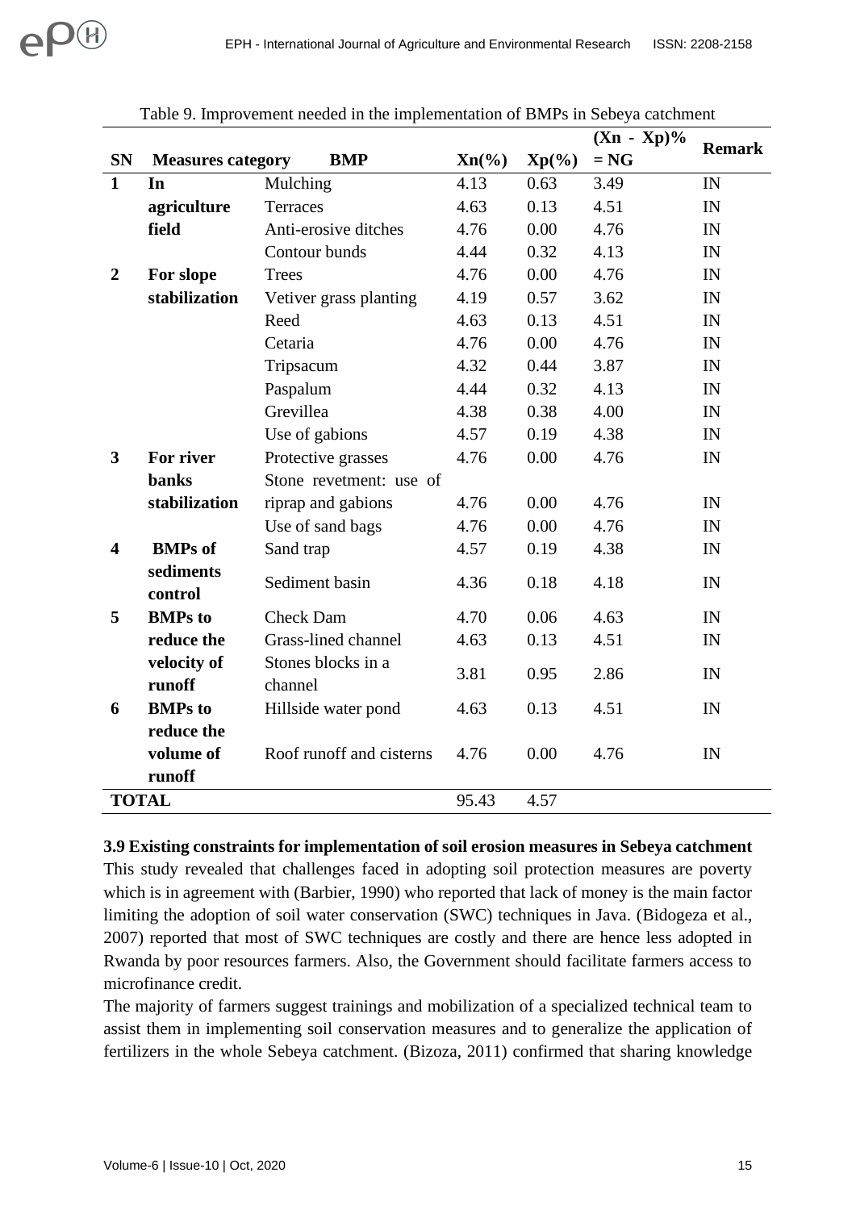Table 9. Improvement needed in the implementation of BMPs in Sebeya catchment

| SN | Measures category | BMP | Xn(%) | Xp(%) | (Xn - Xp)% = NG | Remark |
|---|---|---|---|---|---|---|
| 1 | In agriculture field | Mulching | 4.13 | 0.63 | 3.49 | IN |
| | | Terraces | 4.63 | 0.13 | 4.51 | IN |
| | | Anti-erosive ditches | 4.76 | 0.00 | 4.76 | IN |
| | | Contour bunds | 4.44 | 0.32 | 4.13 | IN |
| 2 | For slope stabilization | Trees | 4.76 | 0.00 | 4.76 | IN |
| | | Vetiver grass planting | 4.19 | 0.57 | 3.62 | IN |
| | | Reed | 4.63 | 0.13 | 4.51 | IN |
| | | Cetaria | 4.76 | 0.00 | 4.76 | IN |
| | | Tripsacum | 4.32 | 0.44 | 3.87 | IN |
| | | Paspalum | 4.44 | 0.32 | 4.13 | IN |
| | | Grevillea | 4.38 | 0.38 | 4.00 | IN |
| | | Use of gabions | 4.57 | 0.19 | 4.38 | IN |
| 3 | For river banks stabilization | Protective grasses | 4.76 | 0.00 | 4.76 | IN |
| | | Stone revetment: use of riprap and gabions | 4.76 | 0.00 | 4.76 | IN |
| | | Use of sand bags | 4.76 | 0.00 | 4.76 | IN |
| 4 | BMPs of sediments control | Sand trap | 4.57 | 0.19 | 4.38 | IN |
| | | Sediment basin | 4.36 | 0.18 | 4.18 | IN |
| 5 | BMPs to reduce the velocity of runoff | Check Dam | 4.70 | 0.06 | 4.63 | IN |
| | | Grass-lined channel | 4.63 | 0.13 | 4.51 | IN |
| | | Stones blocks in a channel | 3.81 | 0.95 | 2.86 | IN |
| 6 | BMPs to reduce the volume of runoff | Hillside water pond | 4.63 | 0.13 | 4.51 | IN |
| | | Roof runoff and cisterns | 4.76 | 0.00 | 4.76 | IN |
| **TOTAL** | | | 95.43 | 4.57 | | |

### 3.9 Existing constraints for implementation of soil erosion measures in Sebeya catchment

This study revealed that challenges faced in adopting soil protection measures are poverty which is in agreement with (Barbier, 1990) who reported that lack of money is the main factor limiting the adoption of soil water conservation (SWC) techniques in Java. (Bidogeza et al., 2007) reported that most of SWC techniques are costly and there are hence less adopted in Rwanda by poor resources farmers. Also, the Government should facilitate farmers access to microfinance credit.

The majority of farmers suggest trainings and mobilization of a specialized technical team to assist them in implementing soil conservation measures and to generalize the application of fertilizers in the whole Sebeya catchment. (Bizoza, 2011) confirmed that sharing knowledge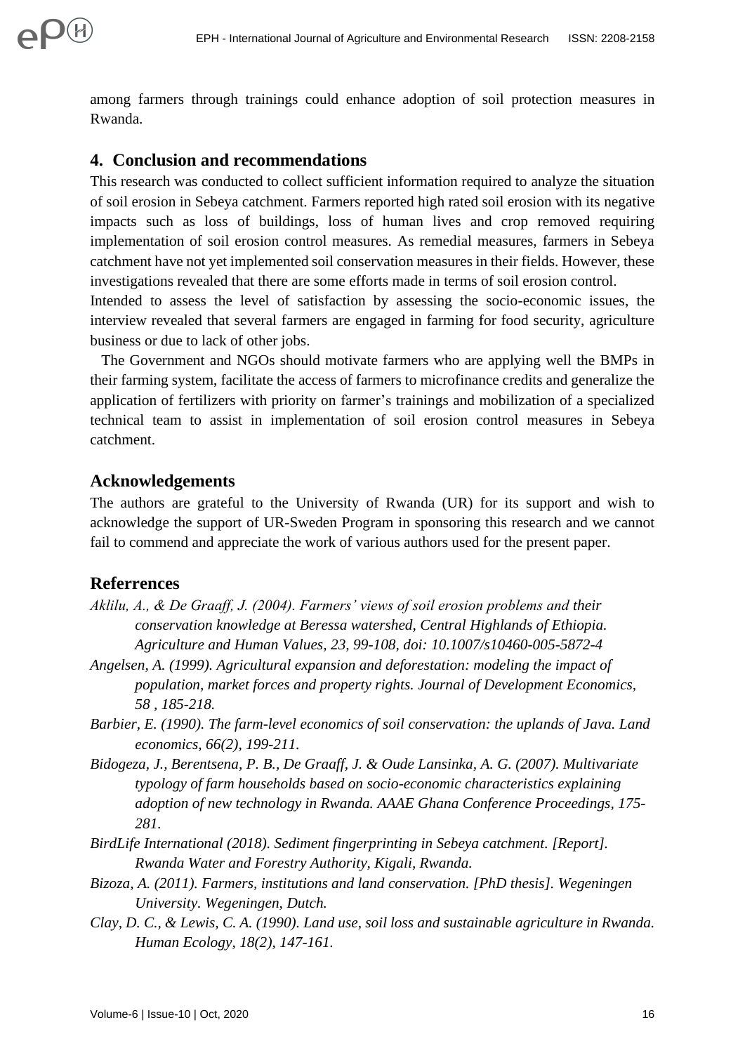among farmers through trainings could enhance adoption of soil protection measures in Rwanda.

## 4. Conclusion and recommendations

This research was conducted to collect sufficient information required to analyze the situation of soil erosion in Sebeya catchment. Farmers reported high rated soil erosion with its negative impacts such as loss of buildings, loss of human lives and crop removed requiring implementation of soil erosion control measures. As remedial measures, farmers in Sebeya catchment have not yet implemented soil conservation measures in their fields. However, these investigations revealed that there are some efforts made in terms of soil erosion control.

Intended to assess the level of satisfaction by assessing the socio-economic issues, the interview revealed that several farmers are engaged in farming for food security, agriculture business or due to lack of other jobs.

The Government and NGOs should motivate farmers who are applying well the BMPs in their farming system, facilitate the access of farmers to microfinance credits and generalize the application of fertilizers with priority on farmer's trainings and mobilization of a specialized technical team to assist in implementation of soil erosion control measures in Sebeya catchment.

## Acknowledgements

The authors are grateful to the University of Rwanda (UR) for its support and wish to acknowledge the support of UR-Sweden Program in sponsoring this research and we cannot fail to commend and appreciate the work of various authors used for the present paper.

## Referrences

*Aklilu, A., & De Graaff, J. (2004). Farmers' views of soil erosion problems and their conservation knowledge at Beressa watershed, Central Highlands of Ethiopia. Agriculture and Human Values, 23, 99-108, doi: 10.1007/s10460-005-5872-4*

*Angelsen, A. (1999). Agricultural expansion and deforestation: modeling the impact of population, market forces and property rights. Journal of Development Economics, 58 , 185-218.*

*Barbier, E. (1990). The farm-level economics of soil conservation: the uplands of Java. Land economics, 66(2), 199-211.*

*Bidogeza, J., Berentsena, P. B., De Graaff, J. & Oude Lansinka, A. G. (2007). Multivariate typology of farm households based on socio-economic characteristics explaining adoption of new technology in Rwanda. AAAE Ghana Conference Proceedings, 175-281.*

*BirdLife International (2018). Sediment fingerprinting in Sebeya catchment. [Report]. Rwanda Water and Forestry Authority, Kigali, Rwanda.*

*Bizoza, A. (2011). Farmers, institutions and land conservation. [PhD thesis]. Wegeningen University. Wegeningen, Dutch.*

*Clay, D. C., & Lewis, C. A. (1990). Land use, soil loss and sustainable agriculture in Rwanda. Human Ecology, 18(2), 147-161.*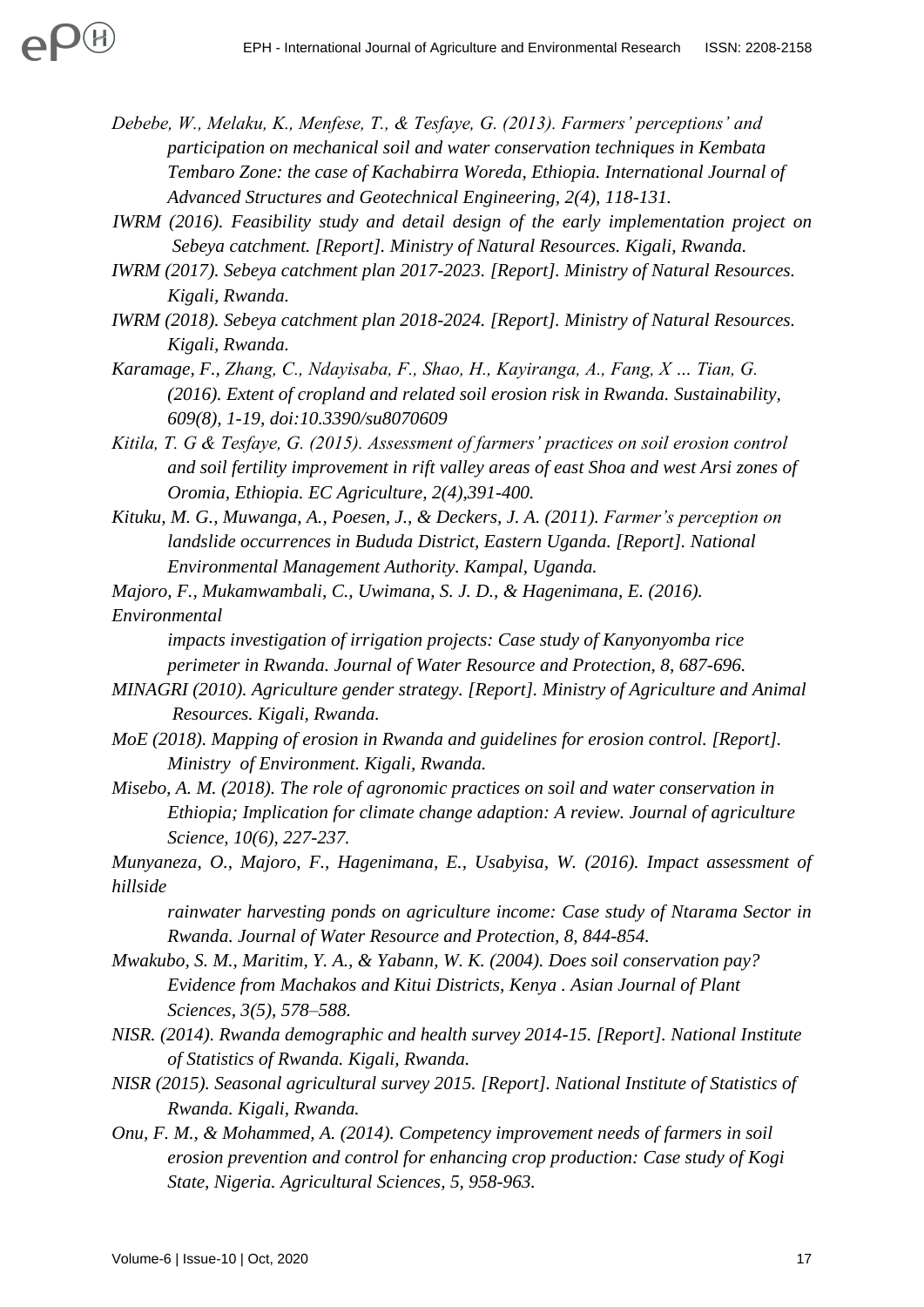*Debebe, W., Melaku, K., Menfese, T., & Tesfaye, G. (2013). Farmers' perceptions' and participation on mechanical soil and water conservation techniques in Kembata Tembaro Zone: the case of Kachabirra Woreda, Ethiopia. International Journal of Advanced Structures and Geotechnical Engineering, 2(4), 118-131.*

*IWRM (2016). Feasibility study and detail design of the early implementation project on Sebeya catchment. [Report]. Ministry of Natural Resources. Kigali, Rwanda.*

*IWRM (2017). Sebeya catchment plan 2017-2023. [Report]. Ministry of Natural Resources. Kigali, Rwanda.*

*IWRM (2018). Sebeya catchment plan 2018-2024. [Report]. Ministry of Natural Resources. Kigali, Rwanda.*

*Karamage, F., Zhang, C., Ndayisaba, F., Shao, H., Kayiranga, A., Fang, X ... Tian, G. (2016). Extent of cropland and related soil erosion risk in Rwanda. Sustainability, 609(8), 1-19, doi:10.3390/su8070609*

*Kitila, T. G & Tesfaye, G. (2015). Assessment of farmers' practices on soil erosion control and soil fertility improvement in rift valley areas of east Shoa and west Arsi zones of Oromia, Ethiopia. EC Agriculture, 2(4),391-400.*

*Kituku, M. G., Muwanga, A., Poesen, J., & Deckers, J. A. (2011). Farmer's perception on landslide occurrences in Bududa District, Eastern Uganda. [Report]. National Environmental Management Authority. Kampal, Uganda.*

*Majoro, F., Mukamwambali, C., Uwimana, S. J. D., & Hagenimana, E. (2016). Environmental impacts investigation of irrigation projects: Case study of Kanyonyomba rice perimeter in Rwanda. Journal of Water Resource and Protection, 8, 687-696.*

*MINAGRI (2010). Agriculture gender strategy. [Report]. Ministry of Agriculture and Animal Resources. Kigali, Rwanda.*

*MoE (2018). Mapping of erosion in Rwanda and guidelines for erosion control. [Report]. Ministry of Environment. Kigali, Rwanda.*

*Misebo, A. M. (2018). The role of agronomic practices on soil and water conservation in Ethiopia; Implication for climate change adaption: A review. Journal of agriculture Science, 10(6), 227-237.*

*Munyaneza, O., Majoro, F., Hagenimana, E., Usabyisa, W. (2016). Impact assessment of hillside rainwater harvesting ponds on agriculture income: Case study of Ntarama Sector in Rwanda. Journal of Water Resource and Protection, 8, 844-854.*

*Mwakubo, S. M., Maritim, Y. A., & Yabann, W. K. (2004). Does soil conservation pay? Evidence from Machakos and Kitui Districts, Kenya . Asian Journal of Plant Sciences, 3(5), 578–588.*

*NISR. (2014). Rwanda demographic and health survey 2014-15. [Report]. National Institute of Statistics of Rwanda. Kigali, Rwanda.*

*NISR (2015). Seasonal agricultural survey 2015. [Report]. National Institute of Statistics of Rwanda. Kigali, Rwanda.*

*Onu, F. M., & Mohammed, A. (2014). Competency improvement needs of farmers in soil erosion prevention and control for enhancing crop production: Case study of Kogi State, Nigeria. Agricultural Sciences, 5, 958-963.*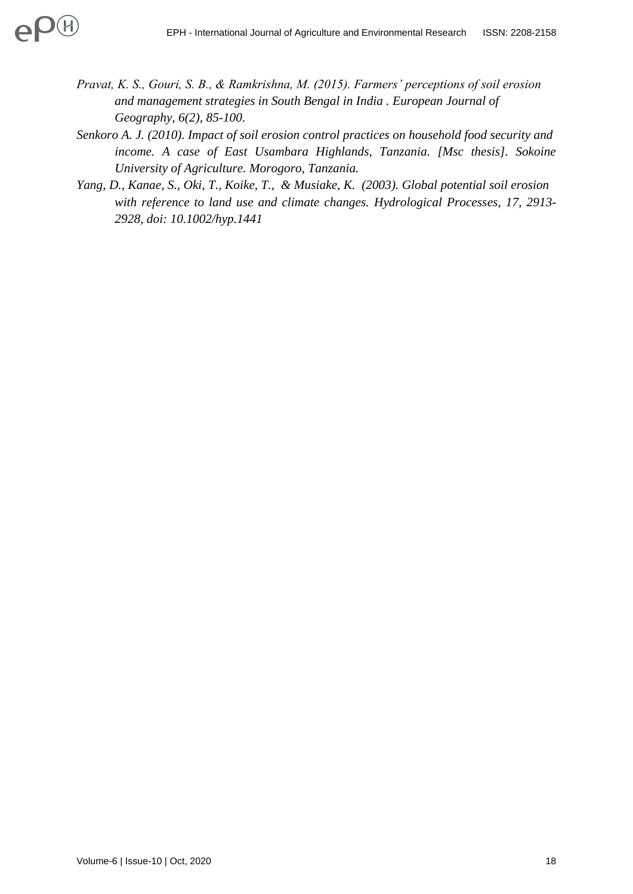*Pravat, K. S., Gouri, S. B., & Ramkrishna, M. (2015). Farmers' perceptions of soil erosion and management strategies in South Bengal in India . European Journal of Geography, 6(2), 85-100.*

*Senkoro A. J. (2010). Impact of soil erosion control practices on household food security and income. A case of East Usambara Highlands, Tanzania. [Msc thesis]. Sokoine University of Agriculture. Morogoro, Tanzania.*

*Yang, D., Kanae, S., Oki, T., Koike, T., & Musiake, K. (2003). Global potential soil erosion with reference to land use and climate changes. Hydrological Processes, 17, 2913-2928, doi: 10.1002/hyp.1441*